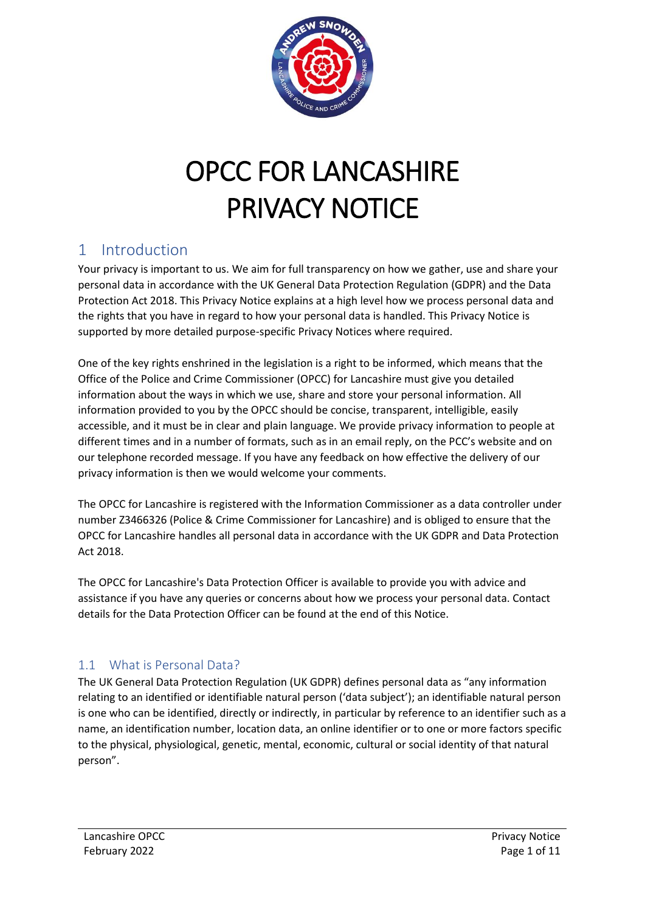# OPCC FOR LANCASHIRE PRIVACY NOTICE

## 1 Introduction

Your privacy is important to us. We aim for full transparency on how we gather, use and share your personal data in accordance with the UK General Data Protection Regulation (GDPR) and the Data Protection Act 2018. This Privacy Notice explains at a high level how we process personal data and the rights that you have in regard to how your personal data is handled. This Privacy Notice is supported by more detailed purpose-specific Privacy Notices where required.

One of the key rights enshrined in the legislation is a right to be informed, which means that the Office of the Police and Crime Commissioner (OPCC) for Lancashire must give you detailed information about the ways in which we use, share and store your personal information. All information provided to you by the OPCC should be concise, transparent, intelligible, easily accessible, and it must be in clear and plain language. We provide privacy information to people at different times and in a number of formats, such as in an email reply, on the PCC's website and on our telephone recorded message. If you have any feedback on how effective the delivery of our privacy information is then we would welcome your comments.

The OPCC for Lancashire is registered with the Information Commissioner as a data controller under number Z3466326 (Police & Crime Commissioner for Lancashire) and is obliged to ensure that the OPCC for Lancashire handles all personal data in accordance with the UK GDPR and Data Protection Act 2018.

The OPCC for Lancashire's Data Protection Officer is available to provide you with advice and assistance if you have any queries or concerns about how we process your personal data. Contact details for the Data Protection Officer can be found at the end of this Notice.

### 1.1 What is Personal Data?

The UK General Data Protection Regulation (UK GDPR) defines personal data as "any information relating to an identified or identifiable natural person ('data subject'); an identifiable natural person is one who can be identified, directly or indirectly, in particular by reference to an identifier such as a name, an identification number, location data, an online identifier or to one or more factors specific to the physical, physiological, genetic, mental, economic, cultural or social identity of that natural person".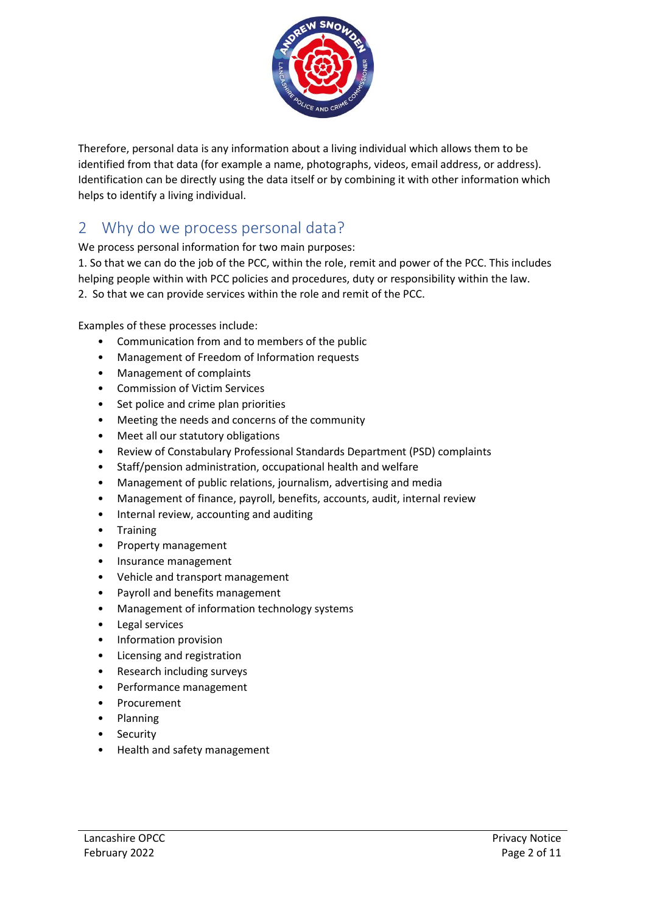Therefore, personal data is any information about a living individual which allows them to be identified from that data (for example a name, photographs, videos, email address, or address). Identification can be directly using the data itself or by combining it with other information which helps to identify a living individual.

## 2 Why do we process personal data?

We process personal information for two main purposes:

1. So that we can do the job of the PCC, within the role, remit and power of the PCC. This includes helping people within with PCC policies and procedures, duty or responsibility within the law.
2. So that we can provide services within the role and remit of the PCC.

Examples of these processes include:

- Communication from and to members of the public
- Management of Freedom of Information requests
- Management of complaints
- Commission of Victim Services
- Set police and crime plan priorities
- Meeting the needs and concerns of the community
- Meet all our statutory obligations
- Review of Constabulary Professional Standards Department (PSD) complaints
- Staff/pension administration, occupational health and welfare
- Management of public relations, journalism, advertising and media
- Management of finance, payroll, benefits, accounts, audit, internal review
- Internal review, accounting and auditing
- Training
- Property management
- Insurance management
- Vehicle and transport management
- Payroll and benefits management
- Management of information technology systems
- Legal services
- Information provision
- Licensing and registration
- Research including surveys
- Performance management
- Procurement
- Planning
- Security
- Health and safety management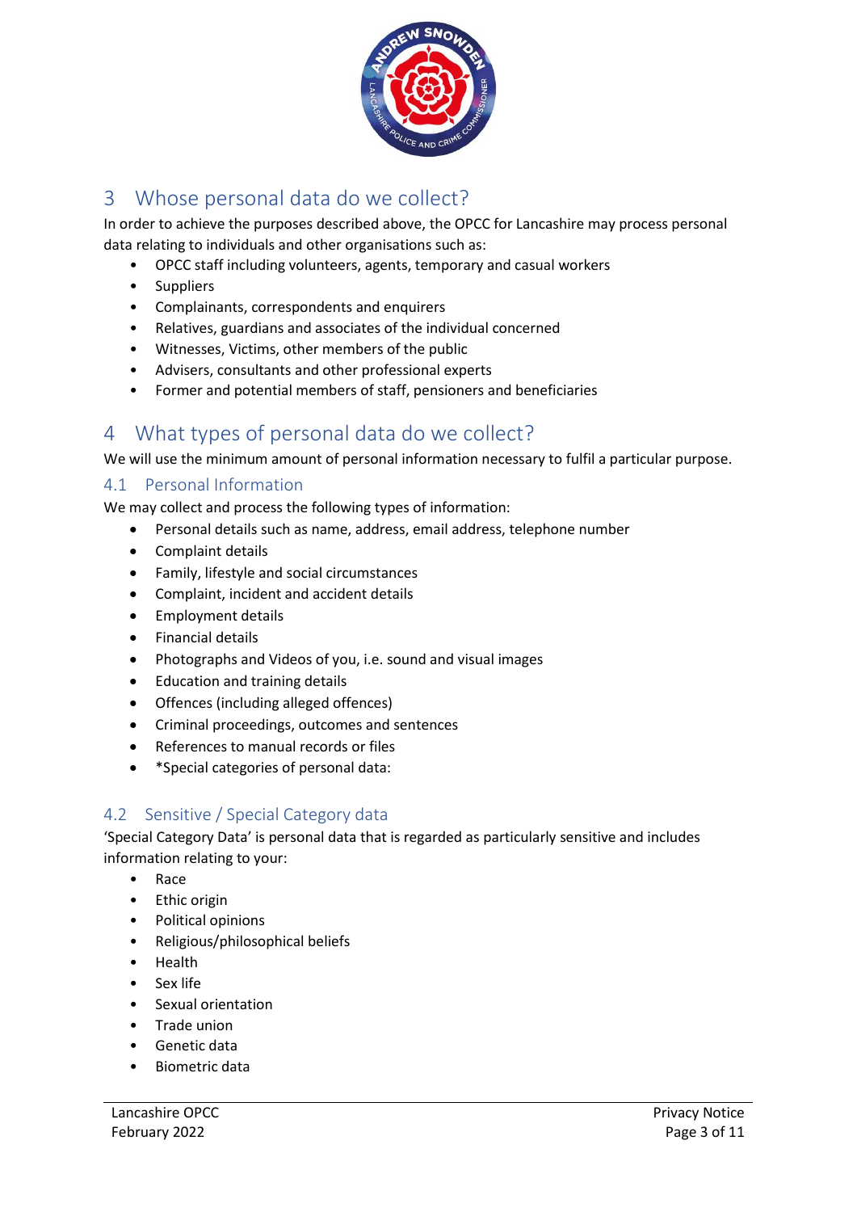## 3 Whose personal data do we collect?

In order to achieve the purposes described above, the OPCC for Lancashire may process personal data relating to individuals and other organisations such as:

- OPCC staff including volunteers, agents, temporary and casual workers
- Suppliers
- Complainants, correspondents and enquirers
- Relatives, guardians and associates of the individual concerned
- Witnesses, Victims, other members of the public
- Advisers, consultants and other professional experts
- Former and potential members of staff, pensioners and beneficiaries

## 4 What types of personal data do we collect?

We will use the minimum amount of personal information necessary to fulfil a particular purpose.

### 4.1 Personal Information

We may collect and process the following types of information:

- Personal details such as name, address, email address, telephone number
- Complaint details
- Family, lifestyle and social circumstances
- Complaint, incident and accident details
- Employment details
- Financial details
- Photographs and Videos of you, i.e. sound and visual images
- Education and training details
- Offences (including alleged offences)
- Criminal proceedings, outcomes and sentences
- References to manual records or files
- *Special categories of personal data:

### 4.2 Sensitive / Special Category data

'Special Category Data' is personal data that is regarded as particularly sensitive and includes information relating to your:

- Race
- Ethic origin
- Political opinions
- Religious/philosophical beliefs
- Health
- Sex life
- Sexual orientation
- Trade union
- Genetic data
- Biometric data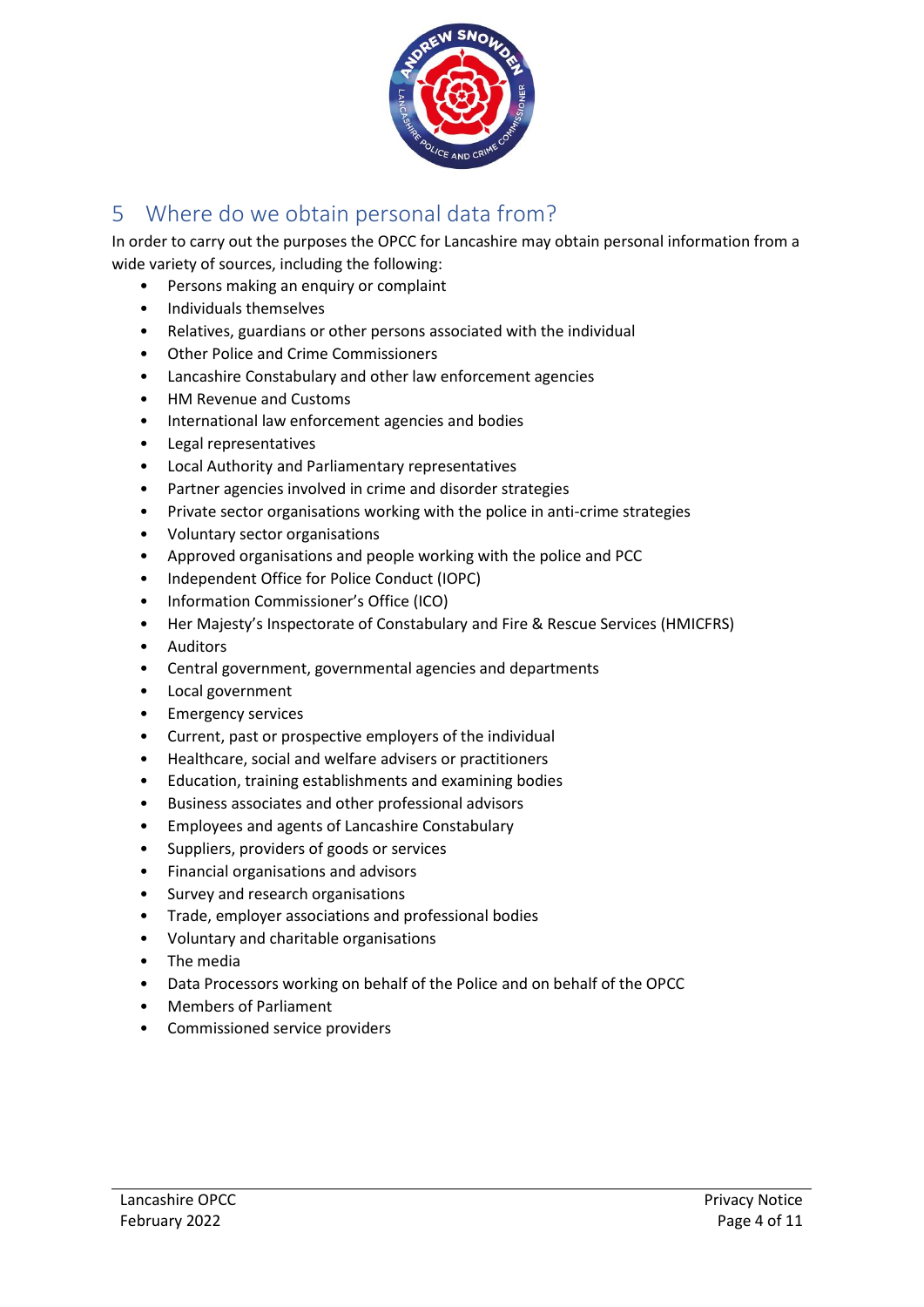## 5 Where do we obtain personal data from?

In order to carry out the purposes the OPCC for Lancashire may obtain personal information from a wide variety of sources, including the following:

- Persons making an enquiry or complaint
- Individuals themselves
- Relatives, guardians or other persons associated with the individual
- Other Police and Crime Commissioners
- Lancashire Constabulary and other law enforcement agencies
- HM Revenue and Customs
- International law enforcement agencies and bodies
- Legal representatives
- Local Authority and Parliamentary representatives
- Partner agencies involved in crime and disorder strategies
- Private sector organisations working with the police in anti-crime strategies
- Voluntary sector organisations
- Approved organisations and people working with the police and PCC
- Independent Office for Police Conduct (IOPC)
- Information Commissioner's Office (ICO)
- Her Majesty's Inspectorate of Constabulary and Fire & Rescue Services (HMICFRS)
- Auditors
- Central government, governmental agencies and departments
- Local government
- Emergency services
- Current, past or prospective employers of the individual
- Healthcare, social and welfare advisers or practitioners
- Education, training establishments and examining bodies
- Business associates and other professional advisors
- Employees and agents of Lancashire Constabulary
- Suppliers, providers of goods or services
- Financial organisations and advisors
- Survey and research organisations
- Trade, employer associations and professional bodies
- Voluntary and charitable organisations
- The media
- Data Processors working on behalf of the Police and on behalf of the OPCC
- Members of Parliament
- Commissioned service providers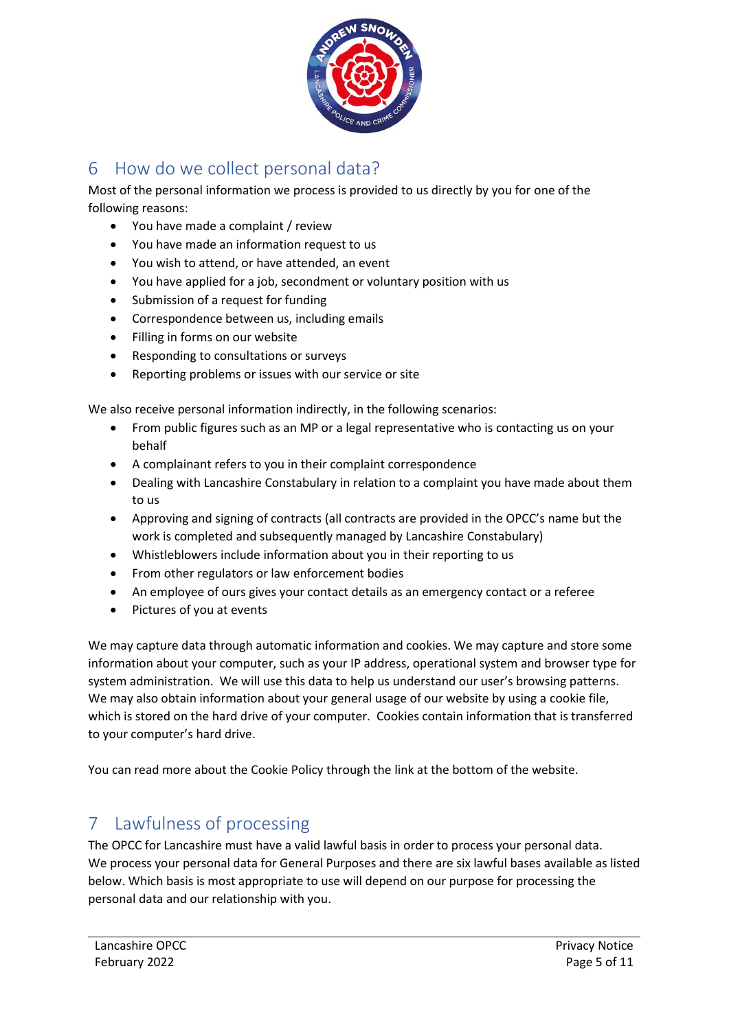## 6 How do we collect personal data?

Most of the personal information we process is provided to us directly by you for one of the following reasons:

- You have made a complaint / review
- You have made an information request to us
- You wish to attend, or have attended, an event
- You have applied for a job, secondment or voluntary position with us
- Submission of a request for funding
- Correspondence between us, including emails
- Filling in forms on our website
- Responding to consultations or surveys
- Reporting problems or issues with our service or site

We also receive personal information indirectly, in the following scenarios:

- From public figures such as an MP or a legal representative who is contacting us on your behalf
- A complainant refers to you in their complaint correspondence
- Dealing with Lancashire Constabulary in relation to a complaint you have made about them to us
- Approving and signing of contracts (all contracts are provided in the OPCC's name but the work is completed and subsequently managed by Lancashire Constabulary)
- Whistleblowers include information about you in their reporting to us
- From other regulators or law enforcement bodies
- An employee of ours gives your contact details as an emergency contact or a referee
- Pictures of you at events

We may capture data through automatic information and cookies. We may capture and store some information about your computer, such as your IP address, operational system and browser type for system administration. We will use this data to help us understand our user's browsing patterns. We may also obtain information about your general usage of our website by using a cookie file, which is stored on the hard drive of your computer. Cookies contain information that is transferred to your computer's hard drive.

You can read more about the Cookie Policy through the link at the bottom of the website.

## 7 Lawfulness of processing

The OPCC for Lancashire must have a valid lawful basis in order to process your personal data. We process your personal data for General Purposes and there are six lawful bases available as listed below. Which basis is most appropriate to use will depend on our purpose for processing the personal data and our relationship with you.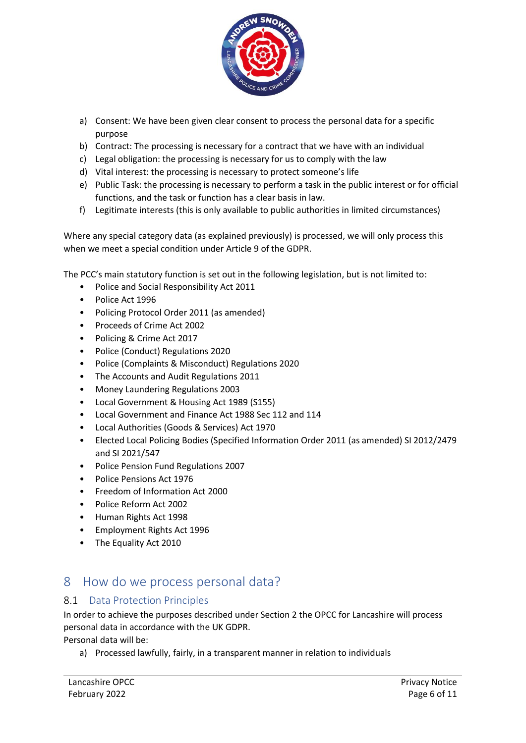a) Consent: We have been given clear consent to process the personal data for a specific purpose
b) Contract: The processing is necessary for a contract that we have with an individual
c) Legal obligation: the processing is necessary for us to comply with the law
d) Vital interest: the processing is necessary to protect someone's life
e) Public Task: the processing is necessary to perform a task in the public interest or for official functions, and the task or function has a clear basis in law.
f) Legitimate interests (this is only available to public authorities in limited circumstances)

Where any special category data (as explained previously) is processed, we will only process this when we meet a special condition under Article 9 of the GDPR.

The PCC's main statutory function is set out in the following legislation, but is not limited to:

- Police and Social Responsibility Act 2011
- Police Act 1996
- Policing Protocol Order 2011 (as amended)
- Proceeds of Crime Act 2002
- Policing & Crime Act 2017
- Police (Conduct) Regulations 2020
- Police (Complaints & Misconduct) Regulations 2020
- The Accounts and Audit Regulations 2011
- Money Laundering Regulations 2003
- Local Government & Housing Act 1989 (S155)
- Local Government and Finance Act 1988 Sec 112 and 114
- Local Authorities (Goods & Services) Act 1970
- Elected Local Policing Bodies (Specified Information Order 2011 (as amended) SI 2012/2479 and SI 2021/547
- Police Pension Fund Regulations 2007
- Police Pensions Act 1976
- Freedom of Information Act 2000
- Police Reform Act 2002
- Human Rights Act 1998
- Employment Rights Act 1996
- The Equality Act 2010

# 8 How do we process personal data?

## 8.1 Data Protection Principles

In order to achieve the purposes described under Section 2 the OPCC for Lancashire will process personal data in accordance with the UK GDPR.

Personal data will be:

a) Processed lawfully, fairly, in a transparent manner in relation to individuals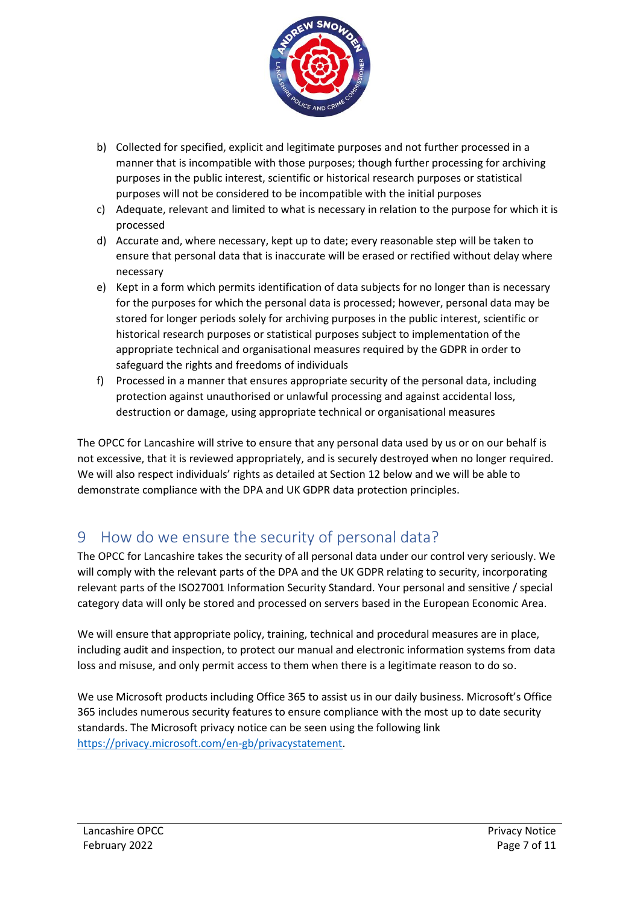b) Collected for specified, explicit and legitimate purposes and not further processed in a manner that is incompatible with those purposes; though further processing for archiving purposes in the public interest, scientific or historical research purposes or statistical purposes will not be considered to be incompatible with the initial purposes
c) Adequate, relevant and limited to what is necessary in relation to the purpose for which it is processed
d) Accurate and, where necessary, kept up to date; every reasonable step will be taken to ensure that personal data that is inaccurate will be erased or rectified without delay where necessary
e) Kept in a form which permits identification of data subjects for no longer than is necessary for the purposes for which the personal data is processed; however, personal data may be stored for longer periods solely for archiving purposes in the public interest, scientific or historical research purposes or statistical purposes subject to implementation of the appropriate technical and organisational measures required by the GDPR in order to safeguard the rights and freedoms of individuals
f) Processed in a manner that ensures appropriate security of the personal data, including protection against unauthorised or unlawful processing and against accidental loss, destruction or damage, using appropriate technical or organisational measures

The OPCC for Lancashire will strive to ensure that any personal data used by us or on our behalf is not excessive, that it is reviewed appropriately, and is securely destroyed when no longer required. We will also respect individuals' rights as detailed at Section 12 below and we will be able to demonstrate compliance with the DPA and UK GDPR data protection principles.

# 9 How do we ensure the security of personal data?

The OPCC for Lancashire takes the security of all personal data under our control very seriously. We will comply with the relevant parts of the DPA and the UK GDPR relating to security, incorporating relevant parts of the ISO27001 Information Security Standard. Your personal and sensitive / special category data will only be stored and processed on servers based in the European Economic Area.

We will ensure that appropriate policy, training, technical and procedural measures are in place, including audit and inspection, to protect our manual and electronic information systems from data loss and misuse, and only permit access to them when there is a legitimate reason to do so.

We use Microsoft products including Office 365 to assist us in our daily business. Microsoft's Office 365 includes numerous security features to ensure compliance with the most up to date security standards. The Microsoft privacy notice can be seen using the following link https://privacy.microsoft.com/en-gb/privacystatement.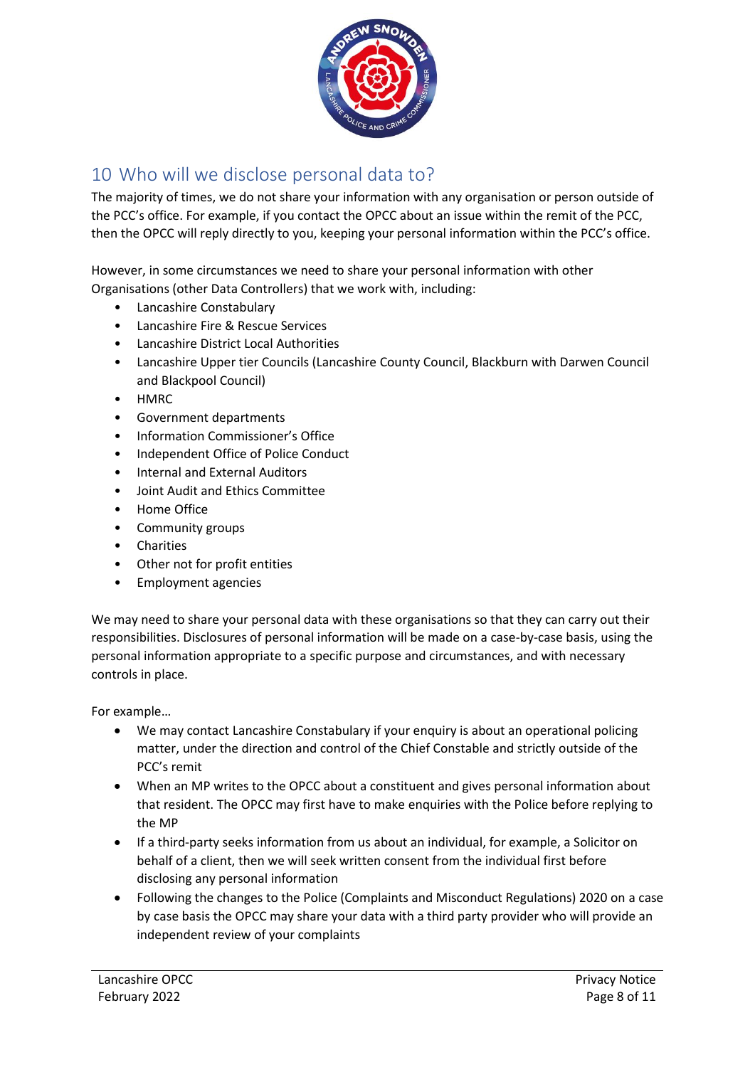## 10 Who will we disclose personal data to?

The majority of times, we do not share your information with any organisation or person outside of the PCC's office. For example, if you contact the OPCC about an issue within the remit of the PCC, then the OPCC will reply directly to you, keeping your personal information within the PCC's office.

However, in some circumstances we need to share your personal information with other Organisations (other Data Controllers) that we work with, including:

- Lancashire Constabulary
- Lancashire Fire & Rescue Services
- Lancashire District Local Authorities
- Lancashire Upper tier Councils (Lancashire County Council, Blackburn with Darwen Council and Blackpool Council)
- HMRC
- Government departments
- Information Commissioner's Office
- Independent Office of Police Conduct
- Internal and External Auditors
- Joint Audit and Ethics Committee
- Home Office
- Community groups
- Charities
- Other not for profit entities
- Employment agencies

We may need to share your personal data with these organisations so that they can carry out their responsibilities. Disclosures of personal information will be made on a case-by-case basis, using the personal information appropriate to a specific purpose and circumstances, and with necessary controls in place.

For example…

- We may contact Lancashire Constabulary if your enquiry is about an operational policing matter, under the direction and control of the Chief Constable and strictly outside of the PCC's remit
- When an MP writes to the OPCC about a constituent and gives personal information about that resident. The OPCC may first have to make enquiries with the Police before replying to the MP
- If a third-party seeks information from us about an individual, for example, a Solicitor on behalf of a client, then we will seek written consent from the individual first before disclosing any personal information
- Following the changes to the Police (Complaints and Misconduct Regulations) 2020 on a case by case basis the OPCC may share your data with a third party provider who will provide an independent review of your complaints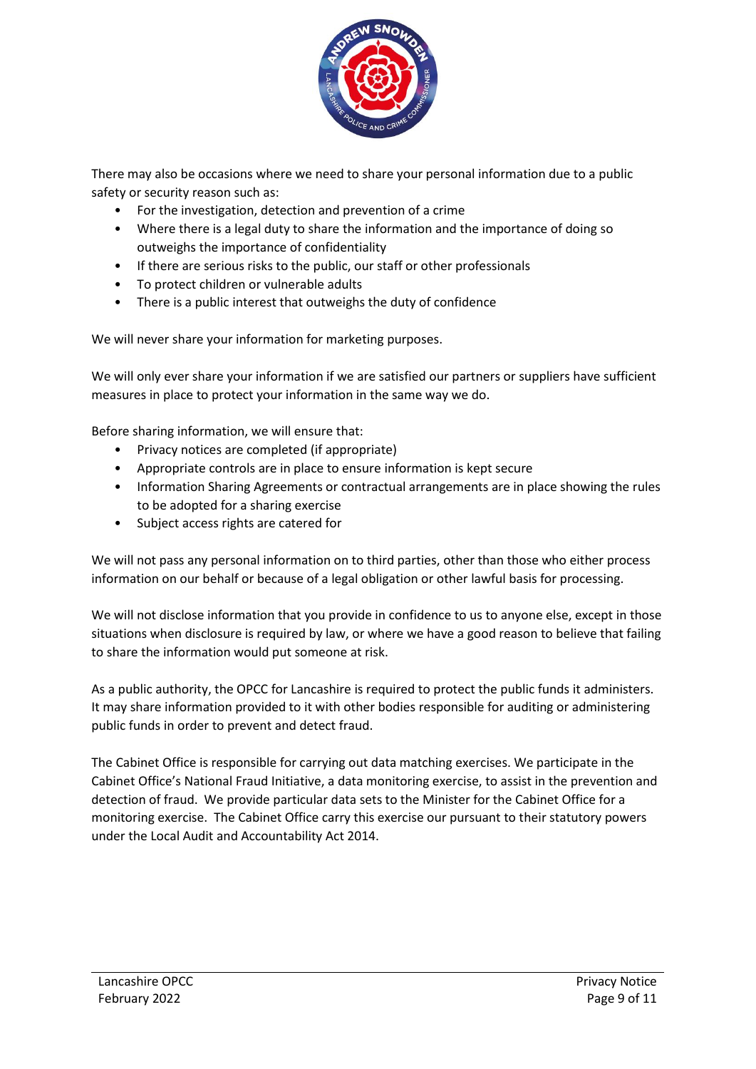There may also be occasions where we need to share your personal information due to a public safety or security reason such as:

- For the investigation, detection and prevention of a crime
- Where there is a legal duty to share the information and the importance of doing so outweighs the importance of confidentiality
- If there are serious risks to the public, our staff or other professionals
- To protect children or vulnerable adults
- There is a public interest that outweighs the duty of confidence

We will never share your information for marketing purposes.

We will only ever share your information if we are satisfied our partners or suppliers have sufficient measures in place to protect your information in the same way we do.

Before sharing information, we will ensure that:

- Privacy notices are completed (if appropriate)
- Appropriate controls are in place to ensure information is kept secure
- Information Sharing Agreements or contractual arrangements are in place showing the rules to be adopted for a sharing exercise
- Subject access rights are catered for

We will not pass any personal information on to third parties, other than those who either process information on our behalf or because of a legal obligation or other lawful basis for processing.

We will not disclose information that you provide in confidence to us to anyone else, except in those situations when disclosure is required by law, or where we have a good reason to believe that failing to share the information would put someone at risk.

As a public authority, the OPCC for Lancashire is required to protect the public funds it administers. It may share information provided to it with other bodies responsible for auditing or administering public funds in order to prevent and detect fraud.

The Cabinet Office is responsible for carrying out data matching exercises. We participate in the Cabinet Office's National Fraud Initiative, a data monitoring exercise, to assist in the prevention and detection of fraud. We provide particular data sets to the Minister for the Cabinet Office for a monitoring exercise. The Cabinet Office carry this exercise our pursuant to their statutory powers under the Local Audit and Accountability Act 2014.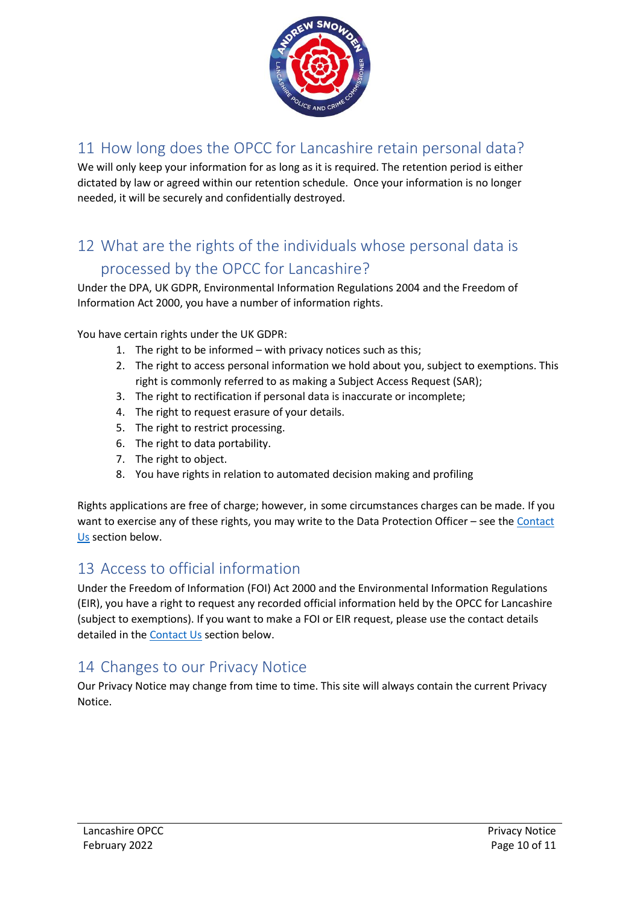## 11 How long does the OPCC for Lancashire retain personal data?

We will only keep your information for as long as it is required. The retention period is either dictated by law or agreed within our retention schedule. Once your information is no longer needed, it will be securely and confidentially destroyed.

## 12 What are the rights of the individuals whose personal data is processed by the OPCC for Lancashire?

Under the DPA, UK GDPR, Environmental Information Regulations 2004 and the Freedom of Information Act 2000, you have a number of information rights.

You have certain rights under the UK GDPR:

1. The right to be informed – with privacy notices such as this;
2. The right to access personal information we hold about you, subject to exemptions. This right is commonly referred to as making a Subject Access Request (SAR);
3. The right to rectification if personal data is inaccurate or incomplete;
4. The right to request erasure of your details.
5. The right to restrict processing.
6. The right to data portability.
7. The right to object.
8. You have rights in relation to automated decision making and profiling

Rights applications are free of charge; however, in some circumstances charges can be made. If you want to exercise any of these rights, you may write to the Data Protection Officer – see the Contact Us section below.

## 13 Access to official information

Under the Freedom of Information (FOI) Act 2000 and the Environmental Information Regulations (EIR), you have a right to request any recorded official information held by the OPCC for Lancashire (subject to exemptions). If you want to make a FOI or EIR request, please use the contact details detailed in the Contact Us section below.

## 14 Changes to our Privacy Notice

Our Privacy Notice may change from time to time. This site will always contain the current Privacy Notice.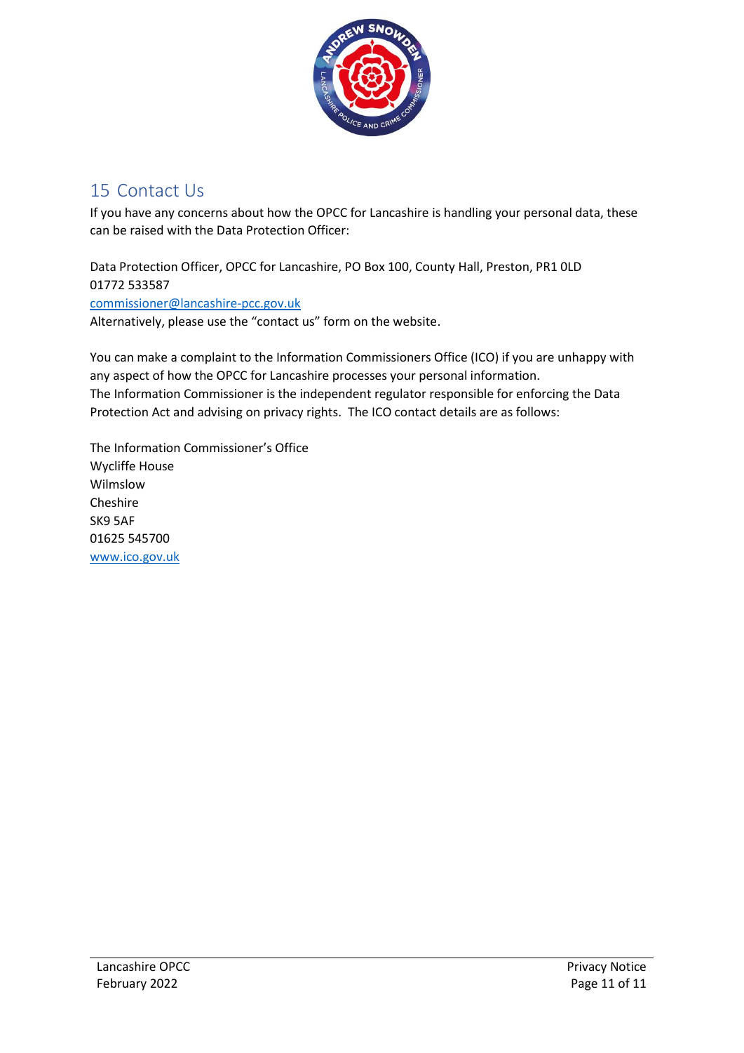## 15 Contact Us

If you have any concerns about how the OPCC for Lancashire is handling your personal data, these can be raised with the Data Protection Officer:

Data Protection Officer, OPCC for Lancashire, PO Box 100, County Hall, Preston, PR1 0LD
01772 533587
commissioner@lancashire-pcc.gov.uk
Alternatively, please use the "contact us" form on the website.

You can make a complaint to the Information Commissioners Office (ICO) if you are unhappy with any aspect of how the OPCC for Lancashire processes your personal information.
The Information Commissioner is the independent regulator responsible for enforcing the Data Protection Act and advising on privacy rights. The ICO contact details are as follows:

The Information Commissioner's Office
Wycliffe House
Wilmslow
Cheshire
SK9 5AF
01625 545700
www.ico.gov.uk